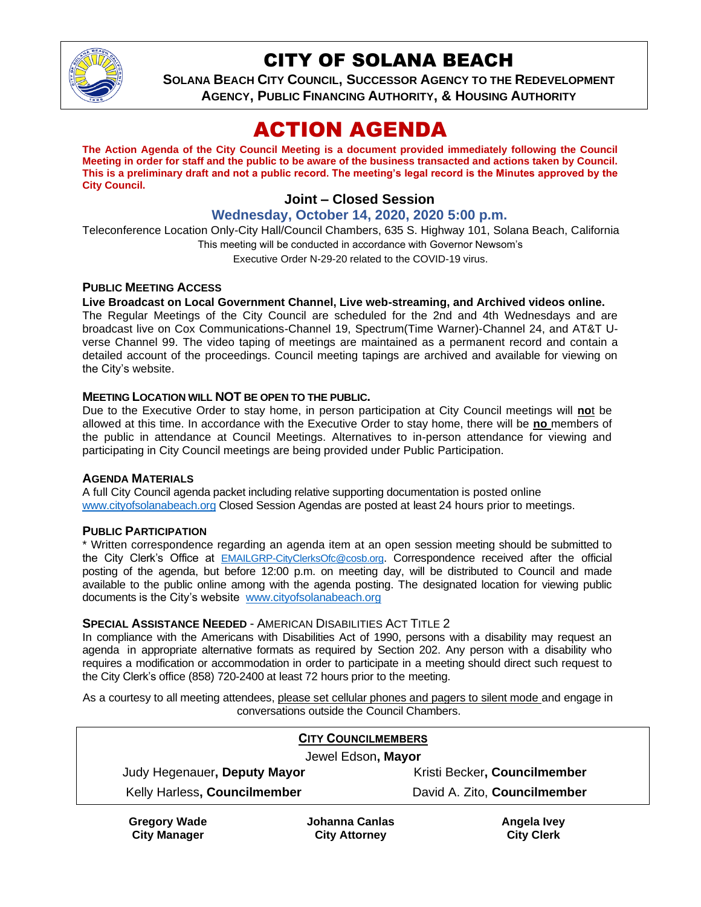# CITY OF SOLANA BEACH

**SOLANA BEACH CITY COUNCIL, SUCCESSOR AGENCY TO THE REDEVELOPMENT AGENCY, PUBLIC FINANCING AUTHORITY, & HOUSING AUTHORITY**

# ACTION AGENDA

**The Action Agenda of the City Council Meeting is a document provided immediately following the Council Meeting in order for staff and the public to be aware of the business transacted and actions taken by Council. This is a preliminary draft and not a public record. The meeting's legal record is the Minutes approved by the City Council.**

### Joint – Closed Session

### Wednesday, October 14, 2020, 2020 5:00 p.m.

Teleconference Location Only-City Hall/Council Chambers, 635 S. Highway 101, Solana Beach, California
This meeting will be conducted in accordance with Governor Newsom's
Executive Order N-29-20 related to the COVID-19 virus.

**PUBLIC MEETING ACCESS**

**Live Broadcast on Local Government Channel, Live web-streaming, and Archived videos online.**
The Regular Meetings of the City Council are scheduled for the 2nd and 4th Wednesdays and are broadcast live on Cox Communications-Channel 19, Spectrum(Time Warner)-Channel 24, and AT&T U-verse Channel 99. The video taping of meetings are maintained as a permanent record and contain a detailed account of the proceedings. Council meeting tapings are archived and available for viewing on the City's website.

**MEETING LOCATION WILL NOT BE OPEN TO THE PUBLIC.**
Due to the Executive Order to stay home, in person participation at City Council meetings will **no**t be allowed at this time. In accordance with the Executive Order to stay home, there will be **no** members of the public in attendance at Council Meetings. Alternatives to in-person attendance for viewing and participating in City Council meetings are being provided under Public Participation.

**AGENDA MATERIALS**
A full City Council agenda packet including relative supporting documentation is posted online www.cityofsolanabeach.org Closed Session Agendas are posted at least 24 hours prior to meetings.

**PUBLIC PARTICIPATION**
* Written correspondence regarding an agenda item at an open session meeting should be submitted to the City Clerk's Office at EMAILGRP-CityClerksOfc@cosb.org. Correspondence received after the official posting of the agenda, but before 12:00 p.m. on meeting day, will be distributed to Council and made available to the public online among with the agenda posting. The designated location for viewing public documents is the City's website www.cityofsolanabeach.org

**SPECIAL ASSISTANCE NEEDED** - AMERICAN DISABILITIES ACT TITLE 2
In compliance with the Americans with Disabilities Act of 1990, persons with a disability may request an agenda in appropriate alternative formats as required by Section 202. Any person with a disability who requires a modification or accommodation in order to participate in a meeting should direct such request to the City Clerk's office (858) 720-2400 at least 72 hours prior to the meeting.

As a courtesy to all meeting attendees, please set cellular phones and pagers to silent mode and engage in conversations outside the Council Chambers.

**CITY COUNCILMEMBERS**

Jewel Edson, **Mayor**

Judy Hegenauer, **Deputy Mayor** | Kristi Becker, **Councilmember**

Kelly Harless, **Councilmember** | David A. Zito, **Councilmember**

**Gregory Wade**
**City Manager**

**Johanna Canlas**
**City Attorney**

**Angela Ivey**
**City Clerk**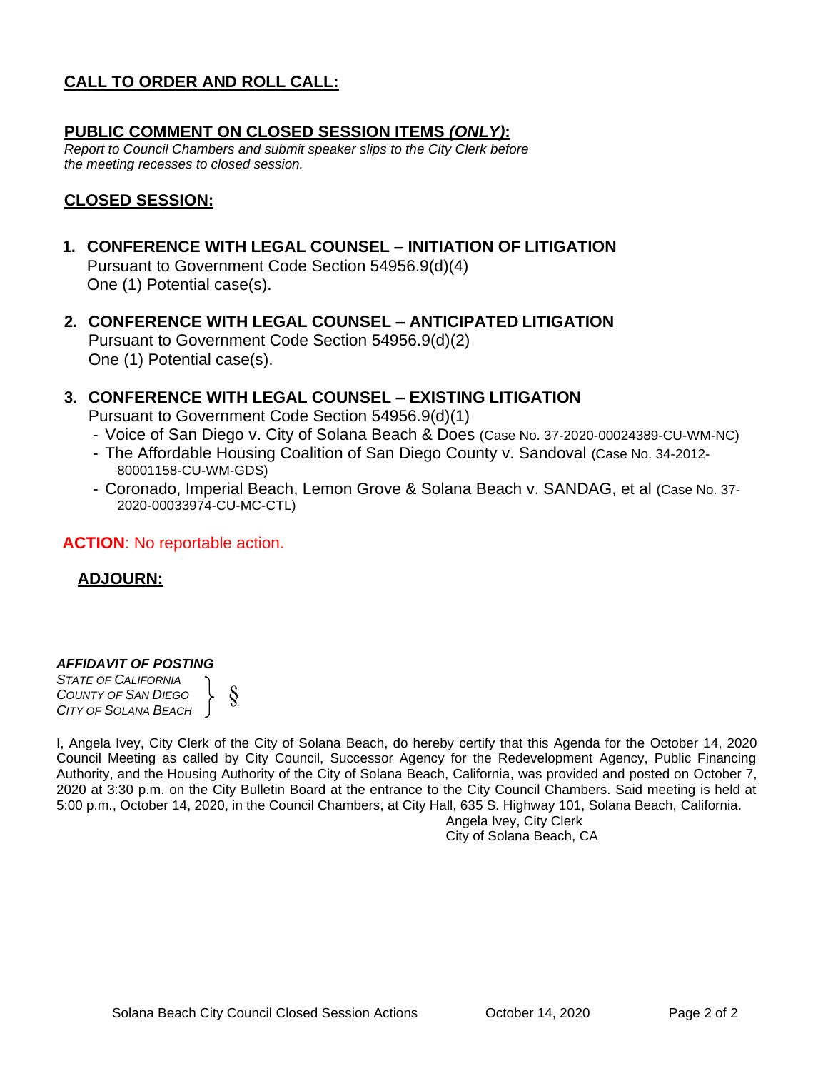## CALL TO ORDER AND ROLL CALL:

## PUBLIC COMMENT ON CLOSED SESSION ITEMS *(ONLY)*:

*Report to Council Chambers and submit speaker slips to the City Clerk before the meeting recesses to closed session.*

## CLOSED SESSION:

1. **CONFERENCE WITH LEGAL COUNSEL – INITIATION OF LITIGATION**
   Pursuant to Government Code Section 54956.9(d)(4)
   One (1) Potential case(s).

2. **CONFERENCE WITH LEGAL COUNSEL – ANTICIPATED LITIGATION**
   Pursuant to Government Code Section 54956.9(d)(2)
   One (1) Potential case(s).

3. **CONFERENCE WITH LEGAL COUNSEL – EXISTING LITIGATION**
   Pursuant to Government Code Section 54956.9(d)(1)
   - Voice of San Diego v. City of Solana Beach & Does (Case No. 37-2020-00024389-CU-WM-NC)
   - The Affordable Housing Coalition of San Diego County v. Sandoval (Case No. 34-2012-80001158-CU-WM-GDS)
   - Coronado, Imperial Beach, Lemon Grove & Solana Beach v. SANDAG, et al (Case No. 37-2020-00033974-CU-MC-CTL)

**ACTION**: No reportable action.

## ADJOURN:

***AFFIDAVIT OF POSTING***

*STATE OF CALIFORNIA*
*COUNTY OF SAN DIEGO* } §
*CITY OF SOLANA BEACH*

I, Angela Ivey, City Clerk of the City of Solana Beach, do hereby certify that this Agenda for the October 14, 2020 Council Meeting as called by City Council, Successor Agency for the Redevelopment Agency, Public Financing Authority, and the Housing Authority of the City of Solana Beach, California, was provided and posted on October 7, 2020 at 3:30 p.m. on the City Bulletin Board at the entrance to the City Council Chambers. Said meeting is held at 5:00 p.m., October 14, 2020, in the Council Chambers, at City Hall, 635 S. Highway 101, Solana Beach, California.

Angela Ivey, City Clerk
City of Solana Beach, CA